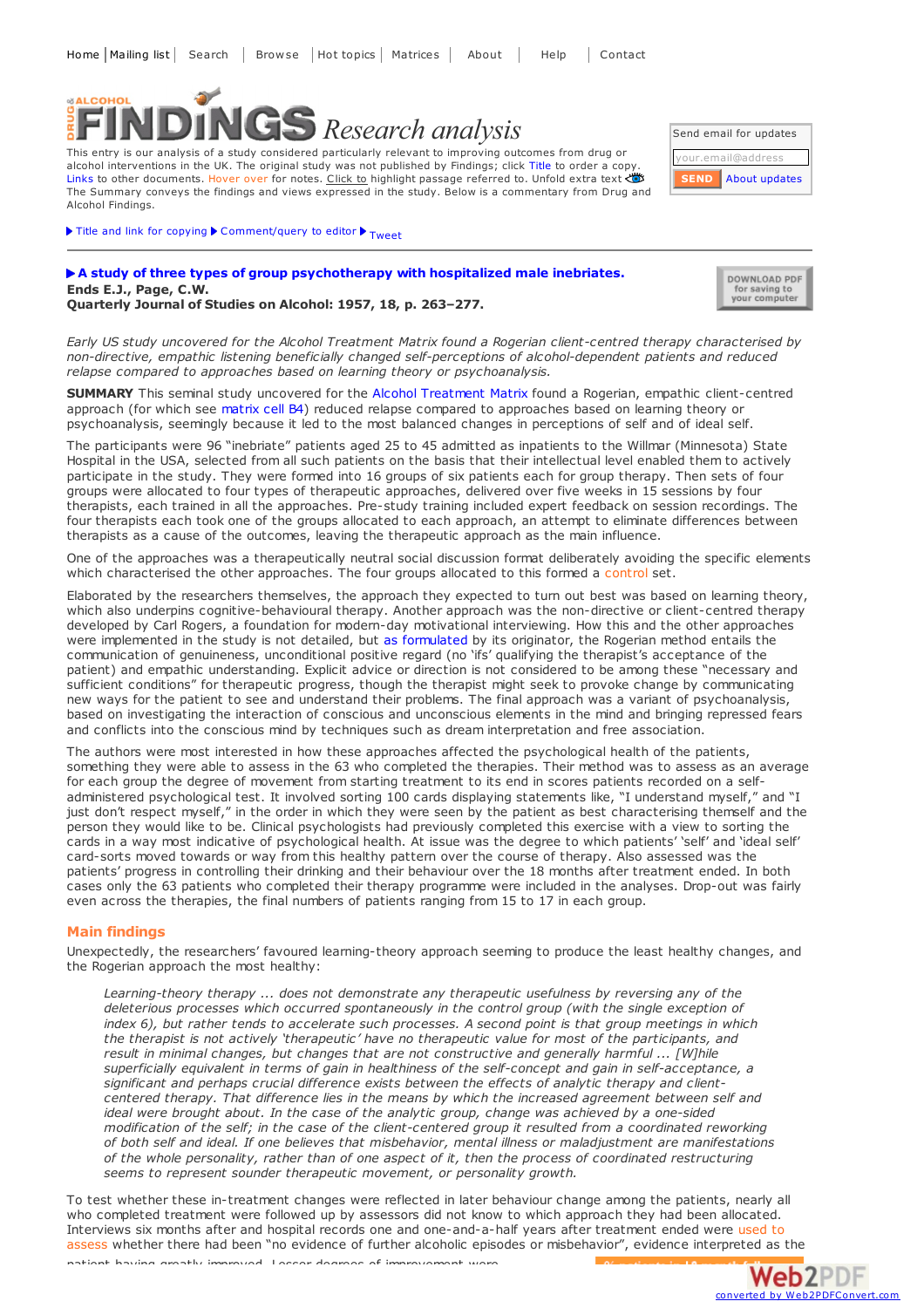Home | Mailing list | Search | Browse | Hot topics | Matrices | About | Help | Contact

# DRUG & ALCOHOL FINDINGS Research analysis

This entry is our analysis of a study considered particularly relevant to improving outcomes from drug or alcohol interventions in the UK. The original study was not published by Findings; click Title to order a copy. Links to other documents. Hover over for notes. Click to highlight passage referred to. Unfold extra text The Summary conveys the findings and views expressed in the study. Below is a commentary from Drug and Alcohol Findings.

Send email for updates

your.email@address

SEND About updates

▶ Title and link for copying ▶ Comment/query to editor ▶ Tweet

**▶ A study of three types of group psychotherapy with hospitalized male inebriates.**
**Ends E.J., Page, C.W.**
**Quarterly Journal of Studies on Alcohol: 1957, 18, p. 263–277.**

DOWNLOAD PDF for saving to your computer

*Early US study uncovered for the Alcohol Treatment Matrix found a Rogerian client-centred therapy characterised by non-directive, empathic listening beneficially changed self-perceptions of alcohol-dependent patients and reduced relapse compared to approaches based on learning theory or psychoanalysis.*

**SUMMARY** This seminal study uncovered for the Alcohol Treatment Matrix found a Rogerian, empathic client-centred approach (for which see matrix cell B4) reduced relapse compared to approaches based on learning theory or psychoanalysis, seemingly because it led to the most balanced changes in perceptions of self and of ideal self.

The participants were 96 "inebriate" patients aged 25 to 45 admitted as inpatients to the Willmar (Minnesota) State Hospital in the USA, selected from all such patients on the basis that their intellectual level enabled them to actively participate in the study. They were formed into 16 groups of six patients each for group therapy. Then sets of four groups were allocated to four types of therapeutic approaches, delivered over five weeks in 15 sessions by four therapists, each trained in all the approaches. Pre-study training included expert feedback on session recordings. The four therapists each took one of the groups allocated to each approach, an attempt to eliminate differences between therapists as a cause of the outcomes, leaving the therapeutic approach as the main influence.

One of the approaches was a therapeutically neutral social discussion format deliberately avoiding the specific elements which characterised the other approaches. The four groups allocated to this formed a control set.

Elaborated by the researchers themselves, the approach they expected to turn out best was based on learning theory, which also underpins cognitive-behavioural therapy. Another approach was the non-directive or client-centred therapy developed by Carl Rogers, a foundation for modern-day motivational interviewing. How this and the other approaches were implemented in the study is not detailed, but as formulated by its originator, the Rogerian method entails the communication of genuineness, unconditional positive regard (no 'ifs' qualifying the therapist's acceptance of the patient) and empathic understanding. Explicit advice or direction is not considered to be among these "necessary and sufficient conditions" for therapeutic progress, though the therapist might seek to provoke change by communicating new ways for the patient to see and understand their problems. The final approach was a variant of psychoanalysis, based on investigating the interaction of conscious and unconscious elements in the mind and bringing repressed fears and conflicts into the conscious mind by techniques such as dream interpretation and free association.

The authors were most interested in how these approaches affected the psychological health of the patients, something they were able to assess in the 63 who completed the therapies. Their method was to assess as an average for each group the degree of movement from starting treatment to its end in scores patients recorded on a self-administered psychological test. It involved sorting 100 cards displaying statements like, "I understand myself," and "I just don't respect myself," in the order in which they were seen by the patient as best characterising themself and the person they would like to be. Clinical psychologists had previously completed this exercise with a view to sorting the cards in a way most indicative of psychological health. At issue was the degree to which patients' 'self' and 'ideal self' card-sorts moved towards or way from this healthy pattern over the course of therapy. Also assessed was the patients' progress in controlling their drinking and their behaviour over the 18 months after treatment ended. In both cases only the 63 patients who completed their therapy programme were included in the analyses. Drop-out was fairly even across the therapies, the final numbers of patients ranging from 15 to 17 in each group.

## Main findings

Unexpectedly, the researchers' favoured learning-theory approach seeming to produce the least healthy changes, and the Rogerian approach the most healthy:

> *Learning-theory therapy ... does not demonstrate any therapeutic usefulness by reversing any of the deleterious processes which occurred spontaneously in the control group (with the single exception of index 6), but rather tends to accelerate such processes. A second point is that group meetings in which the therapist is not actively 'therapeutic' have no therapeutic value for most of the participants, and result in minimal changes, but changes that are not constructive and generally harmful ... [W]hile superficially equivalent in terms of gain in healthiness of the self-concept and gain in self-acceptance, a significant and perhaps crucial difference exists between the effects of analytic therapy and client-centered therapy. That difference lies in the means by which the increased agreement between self and ideal were brought about. In the case of the analytic group, change was achieved by a one-sided modification of the self; in the case of the client-centered group it resulted from a coordinated reworking of both self and ideal. If one believes that misbehavior, mental illness or maladjustment are manifestations of the whole personality, rather than of one aspect of it, then the process of coordinated restructuring seems to represent sounder therapeutic movement, or personality growth.*

To test whether these in-treatment changes were reflected in later behaviour change among the patients, nearly all who completed treatment were followed up by assessors did not know to which approach they had been allocated. Interviews six months after and hospital records one and-a-half years after treatment ended were used to assess whether there had been "no evidence of further alcoholic episodes or misbehavior", evidence interpreted as the patient having greatly improved. Lesser degrees of improvement were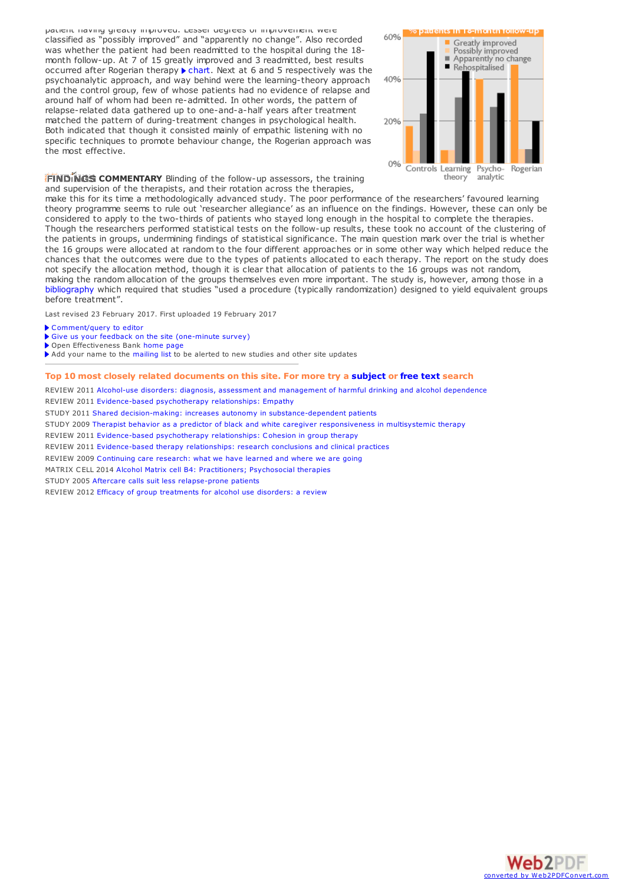patient having greatly improved. Lesser degrees of improvement were classified as "possibly improved" and "apparently no change". Also recorded was whether the patient had been readmitted to the hospital during the 18-month follow-up. At 7 of 15 greatly improved and 3 readmitted, best results occurred after Rogerian therapy chart. Next at 6 and 5 respectively was the psychoanalytic approach, and way behind were the learning-theory approach and the control group, few of whose patients had no evidence of relapse and around half of whom had been re-admitted. In other words, the pattern of relapse-related data gathered up to one-and-a-half years after treatment matched the pattern of during-treatment changes in psychological health. Both indicated that though it consisted mainly of empathic listening with no specific techniques to promote behaviour change, the Rogerian approach was the most effective.

% patients in 18-month follow-up

60%

40%

20%

0%

Greatly improved

Possibly improved

Apparently no change

Rehospitalised

Controls

Learning theory

Psycho-analytic

Rogerian

**FINDINGS COMMENTARY** Blinding of the follow-up assessors, the training and supervision of the therapists, and their rotation across the therapies, make this for its time a methodologically advanced study. The poor performance of the researchers' favoured learning theory programme seems to rule out 'researcher allegiance' as an influence on the findings. However, these can only be considered to apply to the two-thirds of patients who stayed long enough in the hospital to complete the therapies. Though the researchers performed statistical tests on the follow-up results, these took no account of the clustering of the patients in groups, undermining findings of statistical significance. The main question mark over the trial is whether the 16 groups were allocated at random to the four different approaches or in some other way which helped reduce the chances that the outcomes were due to the types of patients allocated to each therapy. The report on the study does not specify the allocation method, though it is clear that allocation of patients to the 16 groups was not random, making the random allocation of the groups themselves even more important. The study is, however, among those in a bibliography which required that studies "used a procedure (typically randomization) designed to yield equivalent groups before treatment".

Last revised 23 February 2017. First uploaded 19 February 2017

- Comment/query to editor
- Give us your feedback on the site (one-minute survey)
- Open Effectiveness Bank home page
- Add your name to the mailing list to be alerted to new studies and other site updates

## Top 10 most closely related documents on this site. For more try a subject or free text search

REVIEW 2011 Alcohol-use disorders: diagnosis, assessment and management of harmful drinking and alcohol dependence

REVIEW 2011 Evidence-based psychotherapy relationships: Empathy

STUDY 2011 Shared decision-making: increases autonomy in substance-dependent patients

STUDY 2009 Therapist behavior as a predictor of black and white caregiver responsiveness in multisystemic therapy

REVIEW 2011 Evidence-based psychotherapy relationships: Cohesion in group therapy

REVIEW 2011 Evidence-based therapy relationships: research conclusions and clinical practices

REVIEW 2009 Continuing care research: what we have learned and where we are going

MATRIX CELL 2014 Alcohol Matrix cell B4: Practitioners; Psychosocial therapies

STUDY 2005 Aftercare calls suit less relapse-prone patients

REVIEW 2012 Efficacy of group treatments for alcohol use disorders: a review